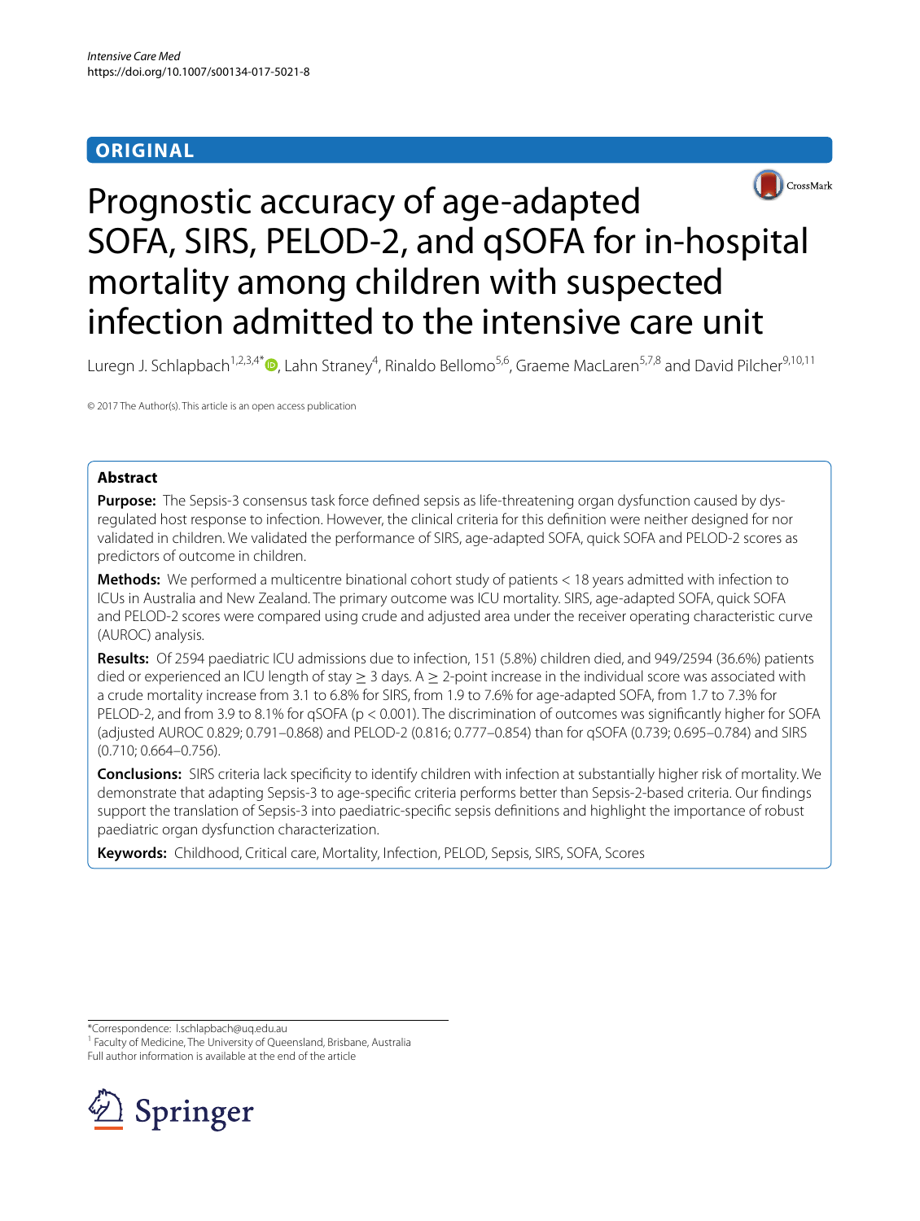# ORIGINAL

# Prognostic accuracy of age-adapted SOFA, SIRS, PELOD-2, and qSOFA for in-hospital mortality among children with suspected infection admitted to the intensive care unit

Luregn J. Schlapbach[1,2,3,4*], Lahn Straney[4], Rinaldo Bellomo[5,6], Graeme MacLaren[5,7,8] and David Pilcher[9,10,11]

© 2017 The Author(s). This article is an open access publication

## Abstract

**Purpose:** The Sepsis-3 consensus task force defined sepsis as life-threatening organ dysfunction caused by dysregulated host response to infection. However, the clinical criteria for this definition were neither designed for nor validated in children. We validated the performance of SIRS, age-adapted SOFA, quick SOFA and PELOD-2 scores as predictors of outcome in children.

**Methods:** We performed a multicentre binational cohort study of patients < 18 years admitted with infection to ICUs in Australia and New Zealand. The primary outcome was ICU mortality. SIRS, age-adapted SOFA, quick SOFA and PELOD-2 scores were compared using crude and adjusted area under the receiver operating characteristic curve (AUROC) analysis.

**Results:** Of 2594 paediatric ICU admissions due to infection, 151 (5.8%) children died, and 949/2594 (36.6%) patients died or experienced an ICU length of stay ≥ 3 days. A ≥ 2-point increase in the individual score was associated with a crude mortality increase from 3.1 to 6.8% for SIRS, from 1.9 to 7.6% for age-adapted SOFA, from 1.7 to 7.3% for PELOD-2, and from 3.9 to 8.1% for qSOFA ($p < 0.001$). The discrimination of outcomes was significantly higher for SOFA (adjusted AUROC 0.829; 0.791–0.868) and PELOD-2 (0.816; 0.777–0.854) than for qSOFA (0.739; 0.695–0.784) and SIRS (0.710; 0.664–0.756).

**Conclusions:** SIRS criteria lack specificity to identify children with infection at substantially higher risk of mortality. We demonstrate that adapting Sepsis-3 to age-specific criteria performs better than Sepsis-2-based criteria. Our findings support the translation of Sepsis-3 into paediatric-specific sepsis definitions and highlight the importance of robust paediatric organ dysfunction characterization.

**Keywords:** Childhood, Critical care, Mortality, Infection, PELOD, Sepsis, SIRS, SOFA, Scores

*Correspondence: l.schlapbach@uq.edu.au
[1] Faculty of Medicine, The University of Queensland, Brisbane, Australia
Full author information is available at the end of the article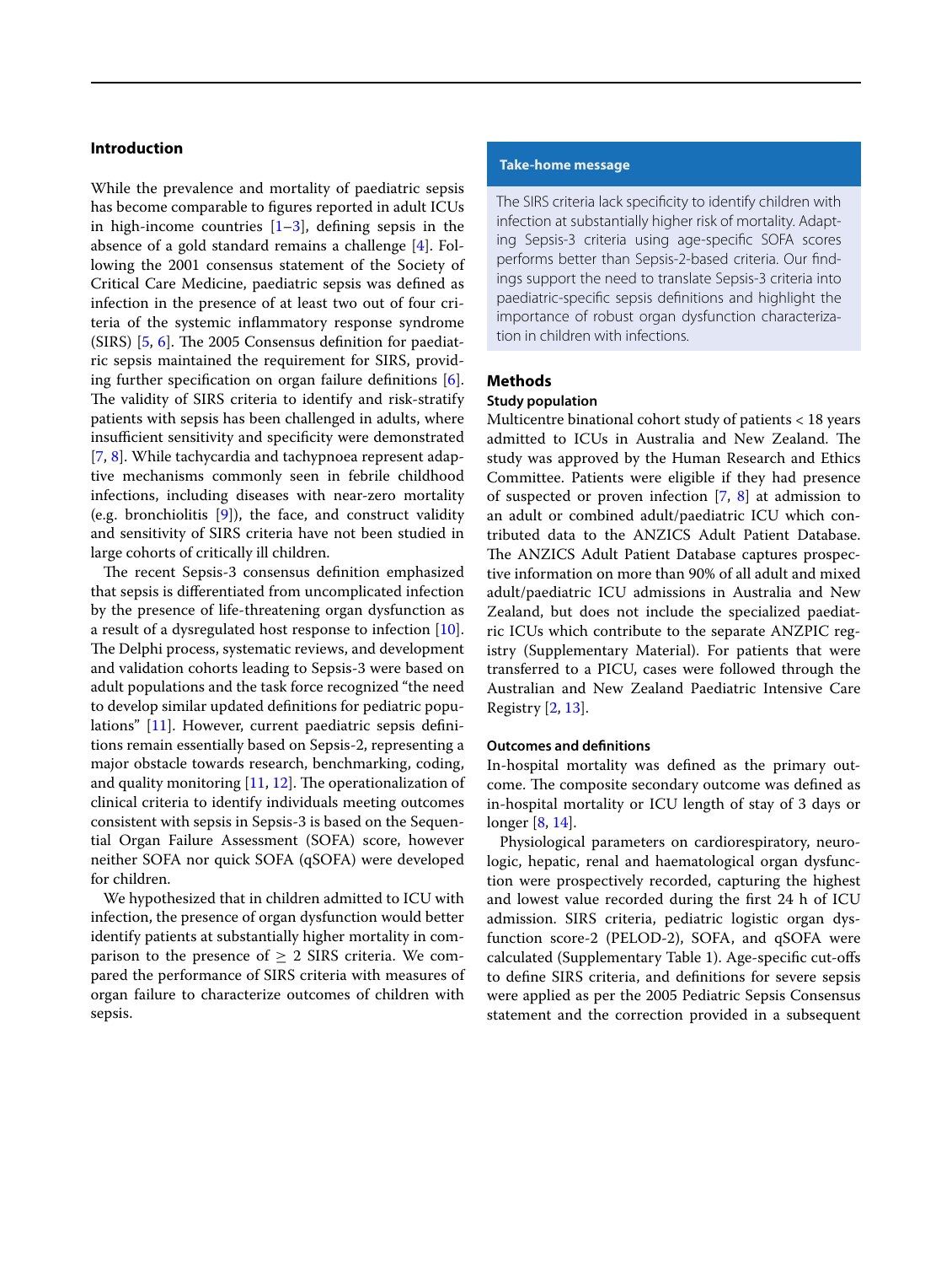## Introduction

While the prevalence and mortality of paediatric sepsis has become comparable to figures reported in adult ICUs in high-income countries [1–3], defining sepsis in the absence of a gold standard remains a challenge [4]. Following the 2001 consensus statement of the Society of Critical Care Medicine, paediatric sepsis was defined as infection in the presence of at least two out of four criteria of the systemic inflammatory response syndrome (SIRS) [5, 6]. The 2005 Consensus definition for paediatric sepsis maintained the requirement for SIRS, providing further specification on organ failure definitions [6]. The validity of SIRS criteria to identify and risk-stratify patients with sepsis has been challenged in adults, where insufficient sensitivity and specificity were demonstrated [7, 8]. While tachycardia and tachypnoea represent adaptive mechanisms commonly seen in febrile childhood infections, including diseases with near-zero mortality (e.g. bronchiolitis [9]), the face, and construct validity and sensitivity of SIRS criteria have not been studied in large cohorts of critically ill children.

The recent Sepsis-3 consensus definition emphasized that sepsis is differentiated from uncomplicated infection by the presence of life-threatening organ dysfunction as a result of a dysregulated host response to infection [10]. The Delphi process, systematic reviews, and development and validation cohorts leading to Sepsis-3 were based on adult populations and the task force recognized "the need to develop similar updated definitions for pediatric populations" [11]. However, current paediatric sepsis definitions remain essentially based on Sepsis-2, representing a major obstacle towards research, benchmarking, coding, and quality monitoring [11, 12]. The operationalization of clinical criteria to identify individuals meeting outcomes consistent with sepsis in Sepsis-3 is based on the Sequential Organ Failure Assessment (SOFA) score, however neither SOFA nor quick SOFA (qSOFA) were developed for children.

We hypothesized that in children admitted to ICU with infection, the presence of organ dysfunction would better identify patients at substantially higher mortality in comparison to the presence of $\geq$ 2 SIRS criteria. We compared the performance of SIRS criteria with measures of organ failure to characterize outcomes of children with sepsis.

> **Take-home message**
>
> The SIRS criteria lack specificity to identify children with infection at substantially higher risk of mortality. Adapting Sepsis-3 criteria using age-specific SOFA scores performs better than Sepsis-2-based criteria. Our findings support the need to translate Sepsis-3 criteria into paediatric-specific sepsis definitions and highlight the importance of robust organ dysfunction characterization in children with infections.

## Methods

### Study population

Multicentre binational cohort study of patients < 18 years admitted to ICUs in Australia and New Zealand. The study was approved by the Human Research and Ethics Committee. Patients were eligible if they had presence of suspected or proven infection [7, 8] at admission to an adult or combined adult/paediatric ICU which contributed data to the ANZICS Adult Patient Database. The ANZICS Adult Patient Database captures prospective information on more than 90% of all adult and mixed adult/paediatric ICU admissions in Australia and New Zealand, but does not include the specialized paediatric ICUs which contribute to the separate ANZPIC registry (Supplementary Material). For patients that were transferred to a PICU, cases were followed through the Australian and New Zealand Paediatric Intensive Care Registry [2, 13].

### Outcomes and definitions

In-hospital mortality was defined as the primary outcome. The composite secondary outcome was defined as in-hospital mortality or ICU length of stay of 3 days or longer [8, 14].

Physiological parameters on cardiorespiratory, neurologic, hepatic, renal and haematological organ dysfunction were prospectively recorded, capturing the highest and lowest value recorded during the first 24 h of ICU admission. SIRS criteria, pediatric logistic organ dysfunction score-2 (PELOD-2), SOFA, and qSOFA were calculated (Supplementary Table 1). Age-specific cut-offs to define SIRS criteria, and definitions for severe sepsis were applied as per the 2005 Pediatric Sepsis Consensus statement and the correction provided in a subsequent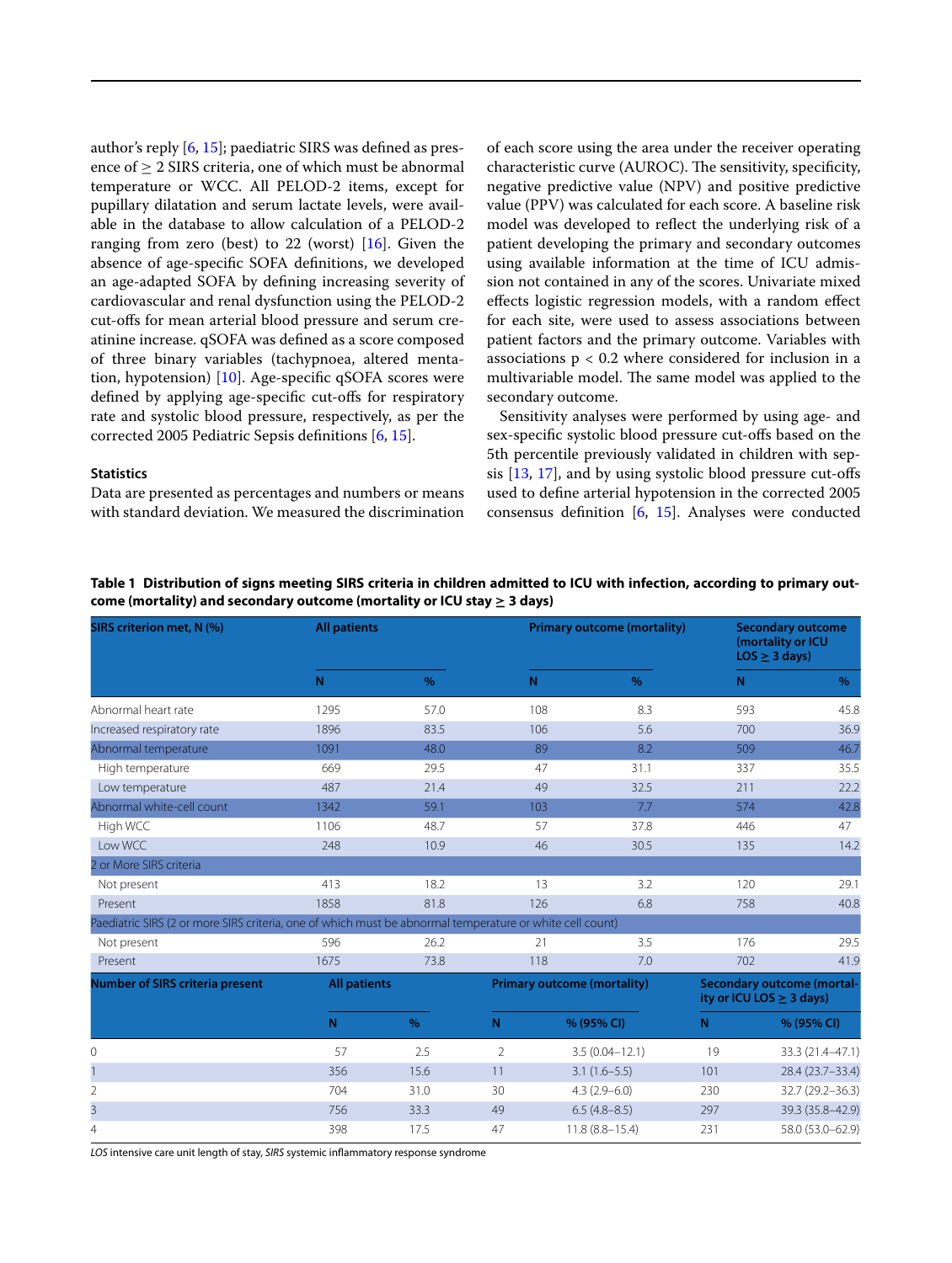author's reply [6, 15]; paediatric SIRS was defined as presence of ≥ 2 SIRS criteria, one of which must be abnormal temperature or WCC. All PELOD-2 items, except for pupillary dilatation and serum lactate levels, were available in the database to allow calculation of a PELOD-2 ranging from zero (best) to 22 (worst) [16]. Given the absence of age-specific SOFA definitions, we developed an age-adapted SOFA by defining increasing severity of cardiovascular and renal dysfunction using the PELOD-2 cut-offs for mean arterial blood pressure and serum creatinine increase. qSOFA was defined as a score composed of three binary variables (tachypnoea, altered mentation, hypotension) [10]. Age-specific qSOFA scores were defined by applying age-specific cut-offs for respiratory rate and systolic blood pressure, respectively, as per the corrected 2005 Pediatric Sepsis definitions [6, 15].

### Statistics

Data are presented as percentages and numbers or means with standard deviation. We measured the discrimination of each score using the area under the receiver operating characteristic curve (AUROC). The sensitivity, specificity, negative predictive value (NPV) and positive predictive value (PPV) was calculated for each score. A baseline risk model was developed to reflect the underlying risk of a patient developing the primary and secondary outcomes using available information at the time of ICU admission not contained in any of the scores. Univariate mixed effects logistic regression models, with a random effect for each site, were used to assess associations between patient factors and the primary outcome. Variables with associations $p < 0.2$ where considered for inclusion in a multivariable model. The same model was applied to the secondary outcome.

Sensitivity analyses were performed by using age- and sex-specific systolic blood pressure cut-offs based on the 5th percentile previously validated in children with sepsis [13, 17], and by using systolic blood pressure cut-offs used to define arterial hypotension in the corrected 2005 consensus definition [6, 15]. Analyses were conducted

**Table 1 Distribution of signs meeting SIRS criteria in children admitted to ICU with infection, according to primary outcome (mortality) and secondary outcome (mortality or ICU stay ≥ 3 days)**

| SIRS criterion met, N (%) | All patients | | Primary outcome (mortality) | | Secondary outcome (mortality or ICU LOS ≥ 3 days) | |
|---|---|---|---|---|---|---|
| | N | % | N | % | N | % |
| Abnormal heart rate | 1295 | 57.0 | 108 | 8.3 | 593 | 45.8 |
| Increased respiratory rate | 1896 | 83.5 | 106 | 5.6 | 700 | 36.9 |
| Abnormal temperature | 1091 | 48.0 | 89 | 8.2 | 509 | 46.7 |
| High temperature | 669 | 29.5 | 47 | 31.1 | 337 | 35.5 |
| Low temperature | 487 | 21.4 | 49 | 32.5 | 211 | 22.2 |
| Abnormal white-cell count | 1342 | 59.1 | 103 | 7.7 | 574 | 42.8 |
| High WCC | 1106 | 48.7 | 57 | 37.8 | 446 | 47 |
| Low WCC | 248 | 10.9 | 46 | 30.5 | 135 | 14.2 |
| 2 or More SIRS criteria | | | | | | |
| Not present | 413 | 18.2 | 13 | 3.2 | 120 | 29.1 |
| Present | 1858 | 81.8 | 126 | 6.8 | 758 | 40.8 |
| Paediatric SIRS (2 or more SIRS criteria, one of which must be abnormal temperature or white cell count) | | | | | | |
| Not present | 596 | 26.2 | 21 | 3.5 | 176 | 29.5 |
| Present | 1675 | 73.8 | 118 | 7.0 | 702 | 41.9 |
| **Number of SIRS criteria present** | **All patients** | | **Primary outcome (mortality)** | | **Secondary outcome (mortality or ICU LOS ≥ 3 days)** | |
| | **N** | **%** | **N** | **% (95% CI)** | **N** | **% (95% CI)** |
| 0 | 57 | 2.5 | 2 | 3.5 (0.04–12.1) | 19 | 33.3 (21.4–47.1) |
| 1 | 356 | 15.6 | 11 | 3.1 (1.6–5.5) | 101 | 28.4 (23.7–33.4) |
| 2 | 704 | 31.0 | 30 | 4.3 (2.9–6.0) | 230 | 32.7 (29.2–36.3) |
| 3 | 756 | 33.3 | 49 | 6.5 (4.8–8.5) | 297 | 39.3 (35.8–42.9) |
| 4 | 398 | 17.5 | 47 | 11.8 (8.8–15.4) | 231 | 58.0 (53.0–62.9) |

*LOS* intensive care unit length of stay, *SIRS* systemic inflammatory response syndrome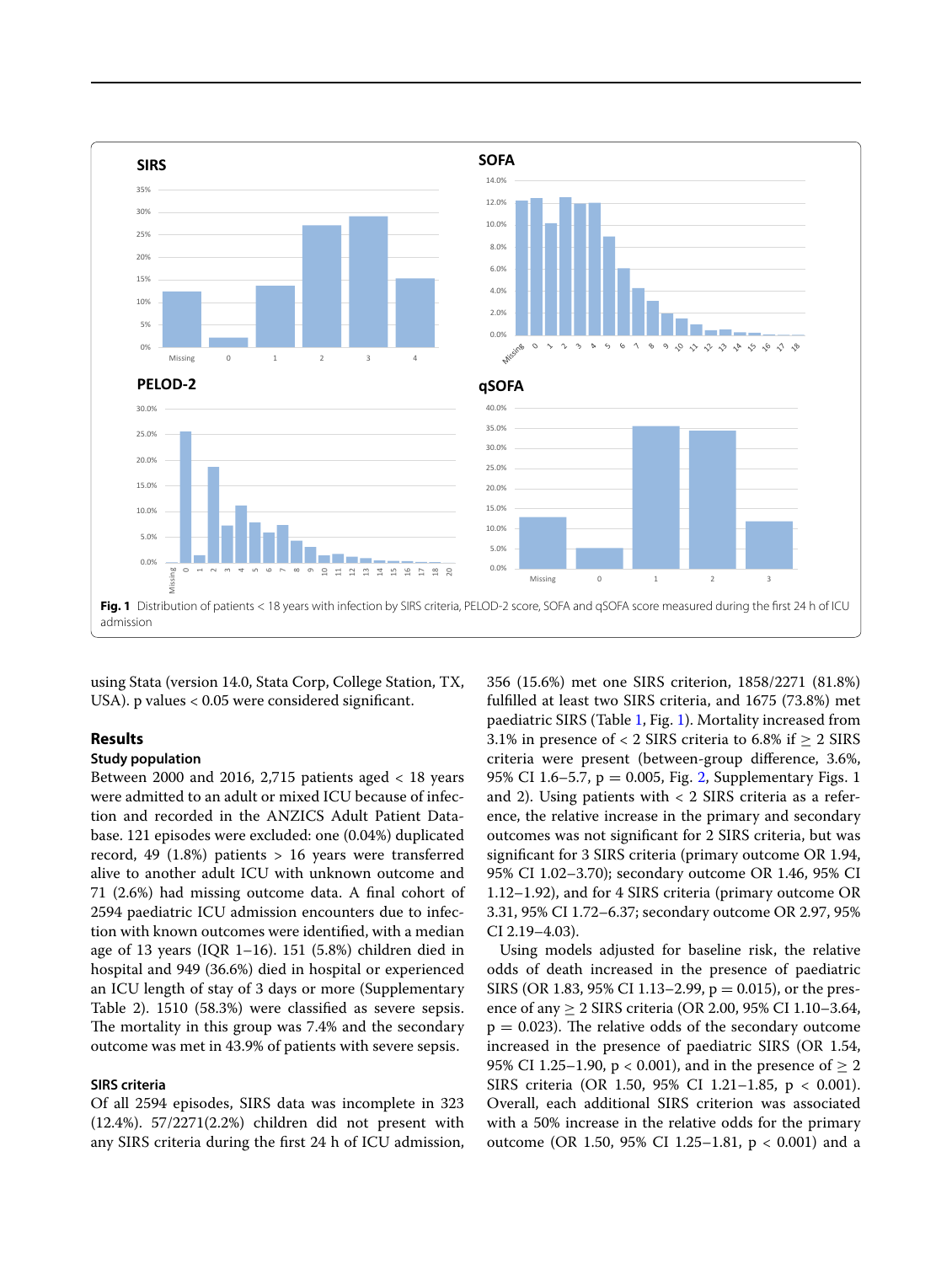Fig. 1 Distribution of patients < 18 years with infection by SIRS criteria, PELOD-2 score, SOFA and qSOFA score measured during the first 24 h of ICU admission

using Stata (version 14.0, Stata Corp, College Station, TX, USA). p values < 0.05 were considered significant.

## Results

### Study population

Between 2000 and 2016, 2,715 patients aged < 18 years were admitted to an adult or mixed ICU because of infection and recorded in the ANZICS Adult Patient Database. 121 episodes were excluded: one (0.04%) duplicated record, 49 (1.8%) patients > 16 years were transferred alive to another adult ICU with unknown outcome and 71 (2.6%) had missing outcome data. A final cohort of 2594 paediatric ICU admission encounters due to infection with known outcomes were identified, with a median age of 13 years (IQR 1–16). 151 (5.8%) children died in hospital and 949 (36.6%) died in hospital or experienced an ICU length of stay of 3 days or more (Supplementary Table 2). 1510 (58.3%) were classified as severe sepsis. The mortality in this group was 7.4% and the secondary outcome was met in 43.9% of patients with severe sepsis.

### SIRS criteria

Of all 2594 episodes, SIRS data was incomplete in 323 (12.4%). 57/2271(2.2%) children did not present with any SIRS criteria during the first 24 h of ICU admission, 356 (15.6%) met one SIRS criterion, 1858/2271 (81.8%) fulfilled at least two SIRS criteria, and 1675 (73.8%) met paediatric SIRS (Table 1, Fig. 1). Mortality increased from 3.1% in presence of < 2 SIRS criteria to 6.8% if ≥ 2 SIRS criteria were present (between-group difference, 3.6%, 95% CI 1.6–5.7, p = 0.005, Fig. 2, Supplementary Figs. 1 and 2). Using patients with < 2 SIRS criteria as a reference, the relative increase in the primary and secondary outcomes was not significant for 2 SIRS criteria, but was significant for 3 SIRS criteria (primary outcome OR 1.94, 95% CI 1.02–3.70); secondary outcome OR 1.46, 95% CI 1.12–1.92), and for 4 SIRS criteria (primary outcome OR 3.31, 95% CI 1.72–6.37; secondary outcome OR 2.97, 95% CI 2.19–4.03).

Using models adjusted for baseline risk, the relative odds of death increased in the presence of paediatric SIRS (OR 1.83, 95% CI 1.13–2.99, p = 0.015), or the presence of any ≥ 2 SIRS criteria (OR 2.00, 95% CI 1.10–3.64, p = 0.023). The relative odds of the secondary outcome increased in the presence of paediatric SIRS (OR 1.54, 95% CI 1.25–1.90, p < 0.001), and in the presence of ≥ 2 SIRS criteria (OR 1.50, 95% CI 1.21–1.85, p < 0.001). Overall, each additional SIRS criterion was associated with a 50% increase in the relative odds for the primary outcome (OR 1.50, 95% CI 1.25–1.81, p < 0.001) and a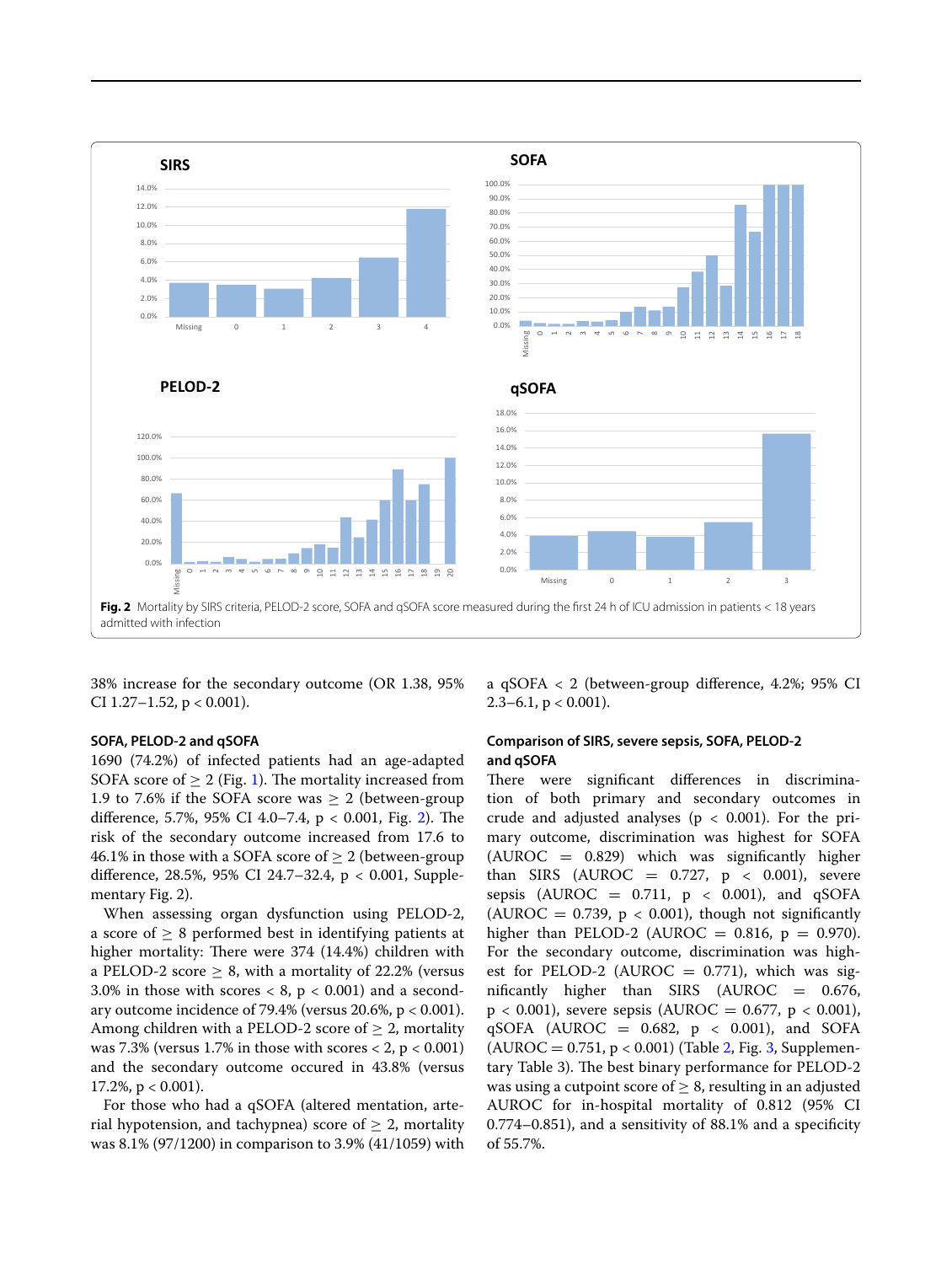**Fig. 2** Mortality by SIRS criteria, PELOD-2 score, SOFA and qSOFA score measured during the first 24 h of ICU admission in patients < 18 years admitted with infection

38% increase for the secondary outcome (OR 1.38, 95% CI 1.27–1.52, p < 0.001).

#### SOFA, PELOD-2 and qSOFA

1690 (74.2%) of infected patients had an age-adapted SOFA score of ≥ 2 (Fig. 1). The mortality increased from 1.9 to 7.6% if the SOFA score was ≥ 2 (between-group difference, 5.7%, 95% CI 4.0–7.4, p < 0.001, Fig. 2). The risk of the secondary outcome increased from 17.6 to 46.1% in those with a SOFA score of ≥ 2 (between-group difference, 28.5%, 95% CI 24.7–32.4, p < 0.001, Supplementary Fig. 2).

When assessing organ dysfunction using PELOD-2, a score of ≥ 8 performed best in identifying patients at higher mortality: There were 374 (14.4%) children with a PELOD-2 score ≥ 8, with a mortality of 22.2% (versus 3.0% in those with scores < 8, p < 0.001) and a secondary outcome incidence of 79.4% (versus 20.6%, p < 0.001). Among children with a PELOD-2 score of ≥ 2, mortality was 7.3% (versus 1.7% in those with scores < 2, p < 0.001) and the secondary outcome occured in 43.8% (versus 17.2%, p < 0.001).

For those who had a qSOFA (altered mentation, arterial hypotension, and tachypnea) score of ≥ 2, mortality was 8.1% (97/1200) in comparison to 3.9% (41/1059) with a qSOFA < 2 (between-group difference, 4.2%; 95% CI 2.3–6.1, p < 0.001).

#### Comparison of SIRS, severe sepsis, SOFA, PELOD-2 and qSOFA

There were significant differences in discrimination of both primary and secondary outcomes in crude and adjusted analyses (p < 0.001). For the primary outcome, discrimination was highest for SOFA (AUROC = 0.829) which was significantly higher than SIRS (AUROC = 0.727, p < 0.001), severe sepsis (AUROC = 0.711, p < 0.001), and qSOFA (AUROC = 0.739, p < 0.001), though not significantly higher than PELOD-2 (AUROC = 0.816, p = 0.970). For the secondary outcome, discrimination was highest for PELOD-2 (AUROC = 0.771), which was significantly higher than SIRS (AUROC = 0.676, p < 0.001), severe sepsis (AUROC = 0.677, p < 0.001), qSOFA (AUROC = 0.682, p < 0.001), and SOFA (AUROC = 0.751, p < 0.001) (Table 2, Fig. 3, Supplementary Table 3). The best binary performance for PELOD-2 was using a cutpoint score of ≥ 8, resulting in an adjusted AUROC for in-hospital mortality of 0.812 (95% CI 0.774–0.851), and a sensitivity of 88.1% and a specificity of 55.7%.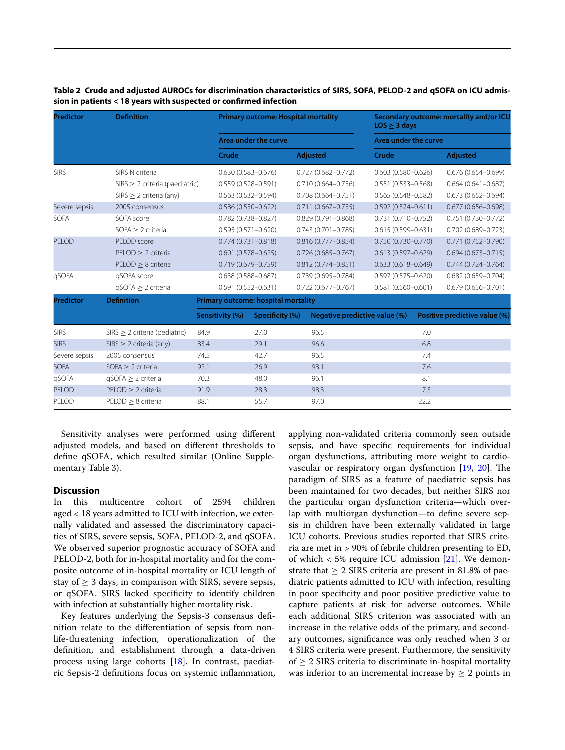**Table 2 Crude and adjusted AUROCs for discrimination characteristics of SIRS, SOFA, PELOD-2 and qSOFA on ICU admission in patients < 18 years with suspected or confirmed infection**

| Predictor | Definition | Primary outcome: Hospital mortality | | Secondary outcome: mortality and/or ICU LOS ≥ 3 days | |
|---|---|---|---|---|---|
| | | Area under the curve | | Area under the curve | |
| | | Crude | Adjusted | Crude | Adjusted |
| SIRS | SIRS N criteria | 0.630 (0.583–0.676) | 0.727 (0.682–0.772) | 0.603 (0.580–0.626) | 0.676 (0.654–0.699) |
| | SIRS ≥ 2 criteria (paediatric) | 0.559 (0.528–0.591) | 0.710 (0.664–0.756) | 0.551 (0.533–0.568) | 0.664 (0.641–0.687) |
| | SIRS ≥ 2 criteria (any) | 0.563 (0.532–0.594) | 0.708 (0.664–0.751) | 0.565 (0.548–0.582) | 0.673 (0.652–0.694) |
| Severe sepsis | 2005 consensus | 0.586 (0.550–0.622) | 0.711 (0.667–0.755) | 0.592 (0.574–0.611) | 0.677 (0.656–0.698) |
| SOFA | SOFA score | 0.782 (0.738–0.827) | 0.829 (0.791–0.868) | 0.731 (0.710–0.752) | 0.751 (0.730–0.772) |
| | SOFA ≥ 2 criteria | 0.595 (0.571–0.620) | 0.743 (0.701–0.785) | 0.615 (0.599–0.631) | 0.702 (0.689–0.723) |
| PELOD | PELOD score | 0.774 (0.731–0.818) | 0.816 (0.777–0.854) | 0.750 (0.730–0.770) | 0.771 (0.752–0.790) |
| | PELOD ≥ 2 criteria | 0.601 (0.578–0.625) | 0.726 (0.685–0.767) | 0.613 (0.597–0.629) | 0.694 (0.673–0.715) |
| | PELOD ≥ 8 criteria | 0.719 (0.679–0.759) | 0.812 (0.774–0.851) | 0.633 (0.618–0.649) | 0.744 (0.724–0.764) |
| qSOFA | qSOFA score | 0.638 (0.588–0.687) | 0.739 (0.695–0.784) | 0.597 (0.575–0.620) | 0.682 (0.659–0.704) |
| | qSOFA ≥ 2 criteria | 0.591 (0.552–0.631) | 0.722 (0.677–0.767) | 0.581 (0.560–0.601) | 0.679 (0.656–0.701) |

| Predictor | Definition | Primary outcome: hospital mortality | | | |
|---|---|---|---|---|---|
| | | Sensitivity (%) | Specificity (%) | Negative predictive value (%) | Positive predictive value (%) |
| SIRS | SIRS ≥ 2 criteria (pediatric) | 84.9 | 27.0 | 96.5 | 7.0 |
| SIRS | SIRS ≥ 2 criteria (any) | 83.4 | 29.1 | 96.6 | 6.8 |
| Severe sepsis | 2005 consensus | 74.5 | 42.7 | 96.5 | 7.4 |
| SOFA | SOFA ≥ 2 criteria | 92.1 | 26.9 | 98.1 | 7.6 |
| qSOFA | qSOFA ≥ 2 criteria | 70.3 | 48.0 | 96.1 | 8.1 |
| PELOD | PELOD ≥ 2 criteria | 91.9 | 28.3 | 98.3 | 7.3 |
| PELOD | PELOD ≥ 8 criteria | 88.1 | 55.7 | 97.0 | 22.2 |

Sensitivity analyses were performed using different adjusted models, and based on different thresholds to define qSOFA, which resulted similar (Online Supplementary Table 3).

## Discussion

In this multicentre cohort of 2594 children aged < 18 years admitted to ICU with infection, we externally validated and assessed the discriminatory capacities of SIRS, severe sepsis, SOFA, PELOD-2, and qSOFA. We observed superior prognostic accuracy of SOFA and PELOD-2, both for in-hospital mortality and for the composite outcome of in-hospital mortality or ICU length of stay of ≥ 3 days, in comparison with SIRS, severe sepsis, or qSOFA. SIRS lacked specificity to identify children with infection at substantially higher mortality risk.

Key features underlying the Sepsis-3 consensus definition relate to the differentiation of sepsis from non-life-threatening infection, operationalization of the definition, and establishment through a data-driven process using large cohorts [18]. In contrast, paediatric Sepsis-2 definitions focus on systemic inflammation, applying non-validated criteria commonly seen outside sepsis, and have specific requirements for individual organ dysfunctions, attributing more weight to cardiovascular or respiratory organ dysfunction [19, 20]. The paradigm of SIRS as a feature of paediatric sepsis has been maintained for two decades, but neither SIRS nor the particular organ dysfunction criteria—which overlap with multiorgan dysfunction—to define severe sepsis in children have been externally validated in large ICU cohorts. Previous studies reported that SIRS criteria are met in > 90% of febrile children presenting to ED, of which < 5% require ICU admission [21]. We demonstrate that ≥ 2 SIRS criteria are present in 81.8% of paediatric patients admitted to ICU with infection, resulting in poor specificity and poor positive predictive value to capture patients at risk for adverse outcomes. While each additional SIRS criterion was associated with an increase in the relative odds of the primary, and secondary outcomes, significance was only reached when 3 or 4 SIRS criteria were present. Furthermore, the sensitivity of ≥ 2 SIRS criteria to discriminate in-hospital mortality was inferior to an incremental increase by ≥ 2 points in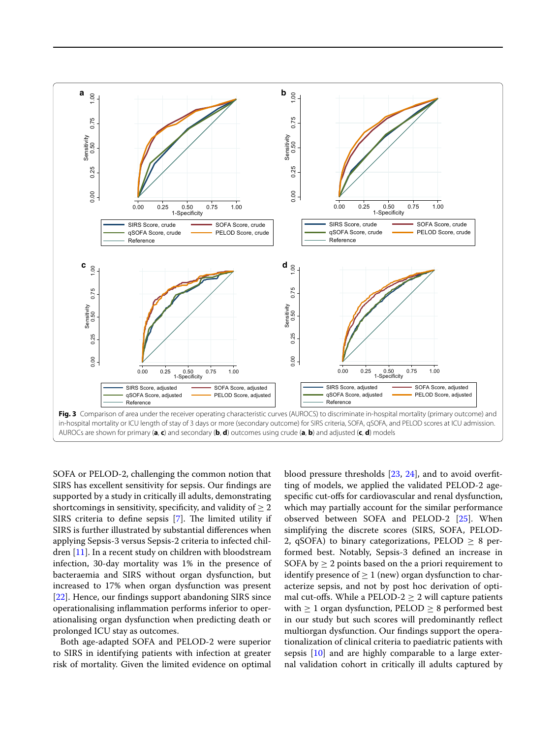**Fig. 3** Comparison of area under the receiver operating characteristic curves (AUROCS) to discriminate in-hospital mortality (primary outcome) and in-hospital mortality or ICU length of stay of 3 days or more (secondary outcome) for SIRS criteria, SOFA, qSOFA, and PELOD scores at ICU admission. AUROCs are shown for primary (**a**, **c**) and secondary (**b**, **d**) outcomes using crude (**a**, **b**) and adjusted (**c**, **d**) models

SOFA or PELOD-2, challenging the common notion that SIRS has excellent sensitivity for sepsis. Our findings are supported by a study in critically ill adults, demonstrating shortcomings in sensitivity, specificity, and validity of $\geq 2$ SIRS criteria to define sepsis [7]. The limited utility if SIRS is further illustrated by substantial differences when applying Sepsis-3 versus Sepsis-2 criteria to infected children [11]. In a recent study on children with bloodstream infection, 30-day mortality was 1% in the presence of bacteraemia and SIRS without organ dysfunction, but increased to 17% when organ dysfunction was present [22]. Hence, our findings support abandoning SIRS since operationalising inflammation performs inferior to operationalising organ dysfunction when predicting death or prolonged ICU stay as outcomes.

Both age-adapted SOFA and PELOD-2 were superior to SIRS in identifying patients with infection at greater risk of mortality. Given the limited evidence on optimal blood pressure thresholds [23, 24], and to avoid overfitting of models, we applied the validated PELOD-2 age-specific cut-offs for cardiovascular and renal dysfunction, which may partially account for the similar performance observed between SOFA and PELOD-2 [25]. When simplifying the discrete scores (SIRS, SOFA, PELOD-2, qSOFA) to binary categorizations, PELOD $\geq$ 8 performed best. Notably, Sepsis-3 defined an increase in SOFA by $\geq$ 2 points based on the a priori requirement to identify presence of $\geq$ 1 (new) organ dysfunction to characterize sepsis, and not by post hoc derivation of optimal cut-offs. While a PELOD-2 $\geq$ 2 will capture patients with $\geq$ 1 organ dysfunction, PELOD $\geq$ 8 performed best in our study but such scores will predominantly reflect multiorgan dysfunction. Our findings support the operationalization of clinical criteria to paediatric patients with sepsis [10] and are highly comparable to a large external validation cohort in critically ill adults captured by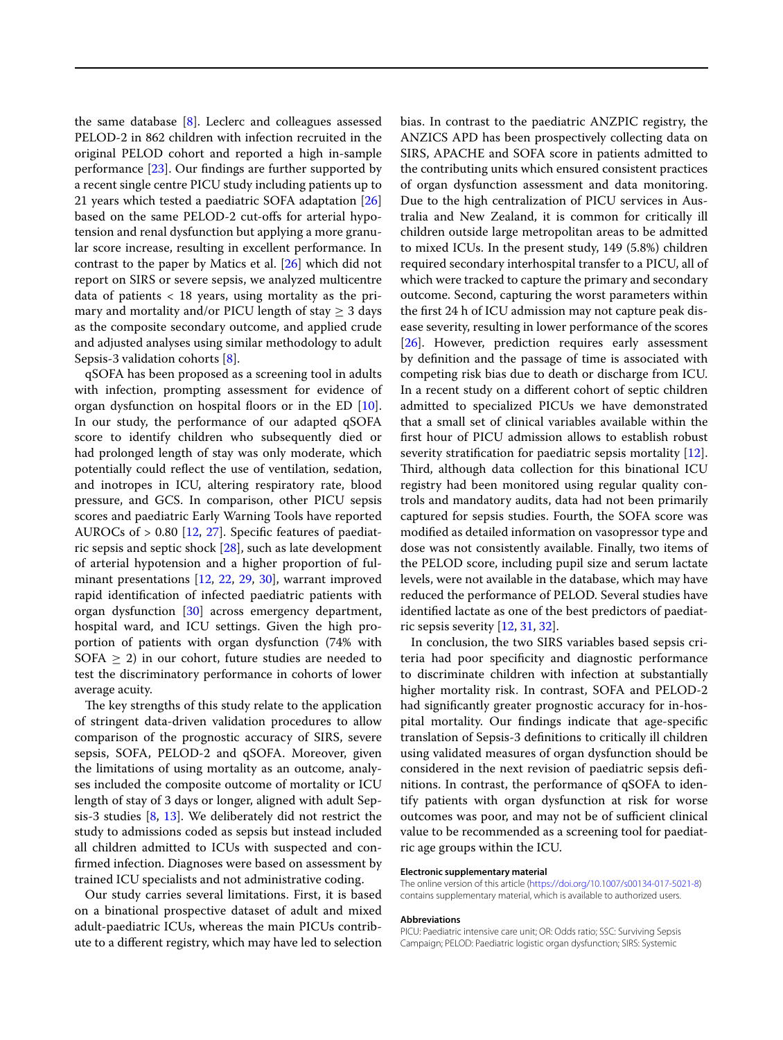the same database [8]. Leclerc and colleagues assessed PELOD-2 in 862 children with infection recruited in the original PELOD cohort and reported a high in-sample performance [23]. Our findings are further supported by a recent single centre PICU study including patients up to 21 years which tested a paediatric SOFA adaptation [26] based on the same PELOD-2 cut-offs for arterial hypotension and renal dysfunction but applying a more granular score increase, resulting in excellent performance. In contrast to the paper by Matics et al. [26] which did not report on SIRS or severe sepsis, we analyzed multicentre data of patients < 18 years, using mortality as the primary and mortality and/or PICU length of stay ≥ 3 days as the composite secondary outcome, and applied crude and adjusted analyses using similar methodology to adult Sepsis-3 validation cohorts [8].

qSOFA has been proposed as a screening tool in adults with infection, prompting assessment for evidence of organ dysfunction on hospital floors or in the ED [10]. In our study, the performance of our adapted qSOFA score to identify children who subsequently died or had prolonged length of stay was only moderate, which potentially could reflect the use of ventilation, sedation, and inotropes in ICU, altering respiratory rate, blood pressure, and GCS. In comparison, other PICU sepsis scores and paediatric Early Warning Tools have reported AUROCs of > 0.80 [12, 27]. Specific features of paediatric sepsis and septic shock [28], such as late development of arterial hypotension and a higher proportion of fulminant presentations [12, 22, 29, 30], warrant improved rapid identification of infected paediatric patients with organ dysfunction [30] across emergency department, hospital ward, and ICU settings. Given the high proportion of patients with organ dysfunction (74% with SOFA ≥ 2) in our cohort, future studies are needed to test the discriminatory performance in cohorts of lower average acuity.

The key strengths of this study relate to the application of stringent data-driven validation procedures to allow comparison of the prognostic accuracy of SIRS, severe sepsis, SOFA, PELOD-2 and qSOFA. Moreover, given the limitations of using mortality as an outcome, analyses included the composite outcome of mortality or ICU length of stay of 3 days or longer, aligned with adult Sepsis-3 studies [8, 13]. We deliberately did not restrict the study to admissions coded as sepsis but instead included all children admitted to ICUs with suspected and confirmed infection. Diagnoses were based on assessment by trained ICU specialists and not administrative coding.

Our study carries several limitations. First, it is based on a binational prospective dataset of adult and mixed adult-paediatric ICUs, whereas the main PICUs contribute to a different registry, which may have led to selection bias. In contrast to the paediatric ANZPIC registry, the ANZICS APD has been prospectively collecting data on SIRS, APACHE and SOFA score in patients admitted to the contributing units which ensured consistent practices of organ dysfunction assessment and data monitoring. Due to the high centralization of PICU services in Australia and New Zealand, it is common for critically ill children outside large metropolitan areas to be admitted to mixed ICUs. In the present study, 149 (5.8%) children required secondary interhospital transfer to a PICU, all of which were tracked to capture the primary and secondary outcome. Second, capturing the worst parameters within the first 24 h of ICU admission may not capture peak disease severity, resulting in lower performance of the scores [26]. However, prediction requires early assessment by definition and the passage of time is associated with competing risk bias due to death or discharge from ICU. In a recent study on a different cohort of septic children admitted to specialized PICUs we have demonstrated that a small set of clinical variables available within the first hour of PICU admission allows to establish robust severity stratification for paediatric sepsis mortality [12]. Third, although data collection for this binational ICU registry had been monitored using regular quality controls and mandatory audits, data had not been primarily captured for sepsis studies. Fourth, the SOFA score was modified as detailed information on vasopressor type and dose was not consistently available. Finally, two items of the PELOD score, including pupil size and serum lactate levels, were not available in the database, which may have reduced the performance of PELOD. Several studies have identified lactate as one of the best predictors of paediatric sepsis severity [12, 31, 32].

In conclusion, the two SIRS variables based sepsis criteria had poor specificity and diagnostic performance to discriminate children with infection at substantially higher mortality risk. In contrast, SOFA and PELOD-2 had significantly greater prognostic accuracy for in-hospital mortality. Our findings indicate that age-specific translation of Sepsis-3 definitions to critically ill children using validated measures of organ dysfunction should be considered in the next revision of paediatric sepsis definitions. In contrast, the performance of qSOFA to identify patients with organ dysfunction at risk for worse outcomes was poor, and may not be of sufficient clinical value to be recommended as a screening tool for paediatric age groups within the ICU.

#### Electronic supplementary material

The online version of this article (https://doi.org/10.1007/s00134-017-5021-8) contains supplementary material, which is available to authorized users.

#### Abbreviations

PICU: Paediatric intensive care unit; OR: Odds ratio; SSC: Surviving Sepsis Campaign; PELOD: Paediatric logistic organ dysfunction; SIRS: Systemic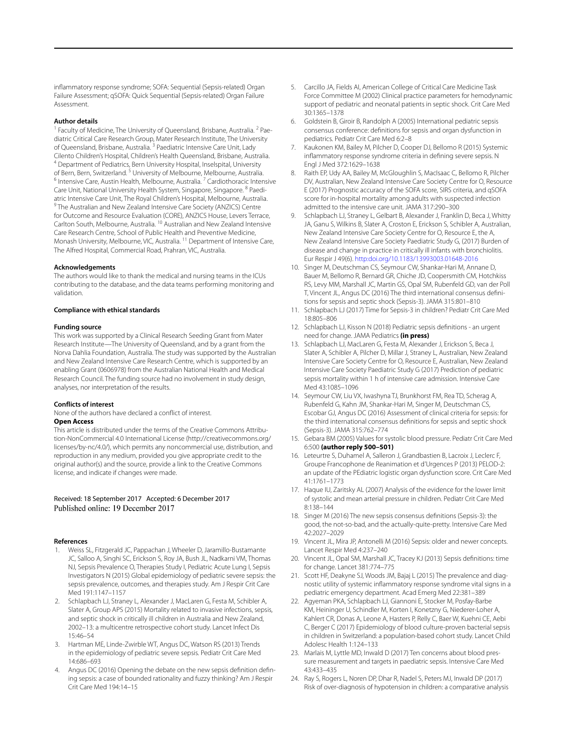inflammatory response syndrome; SOFA: Sequential (Sepsis-related) Organ Failure Assessment; qSOFA: Quick Sequential (Sepsis-related) Organ Failure Assessment.

### Author details

[1] Faculty of Medicine, The University of Queensland, Brisbane, Australia. [2] Paediatric Critical Care Research Group, Mater Research Institute, The University of Queensland, Brisbane, Australia. [3] Paediatric Intensive Care Unit, Lady Cilento Children's Hospital, Children's Health Queensland, Brisbane, Australia. [4] Department of Pediatrics, Bern University Hospital, Inselspital, University of Bern, Bern, Switzerland. [5] University of Melbourne, Melbourne, Australia. [6] Intensive Care, Austin Health, Melbourne, Australia. [7] Cardiothoracic Intensive Care Unit, National University Health System, Singapore, Singapore. [8] Paediatric Intensive Care Unit, The Royal Children's Hospital, Melbourne, Australia. [9] The Australian and New Zealand Intensive Care Society (ANZICS) Centre for Outcome and Resource Evaluation (CORE), ANZICS House, Levers Terrace, Carlton South, Melbourne, Australia. [10] Australian and New Zealand Intensive Care Research Centre, School of Public Health and Preventive Medicine, Monash University, Melbourne, VIC, Australia. [11] Department of Intensive Care, The Alfred Hospital, Commercial Road, Prahran, VIC, Australia.

### Acknowledgements

The authors would like to thank the medical and nursing teams in the ICUs contributing to the database, and the data teams performing monitoring and validation.

### Compliance with ethical standards

### Funding source

This work was supported by a Clinical Research Seeding Grant from Mater Research Institute—The University of Queensland, and by a grant from the Norva Dahlia Foundation, Australia. The study was supported by the Australian and New Zealand Intensive Care Research Centre, which is supported by an enabling Grant (0606978) from the Australian National Health and Medical Research Council. The funding source had no involvement in study design, analyses, nor interpretation of the results.

### Conflicts of interest

None of the authors have declared a conflict of interest.

### Open Access

This article is distributed under the terms of the Creative Commons Attribution-NonCommercial 4.0 International License (http://creativecommons.org/licenses/by-nc/4.0/), which permits any noncommercial use, distribution, and reproduction in any medium, provided you give appropriate credit to the original author(s) and the source, provide a link to the Creative Commons license, and indicate if changes were made.

Received: 18 September 2017 Accepted: 6 December 2017
Published online: 19 December 2017

### References

1. Weiss SL, Fitzgerald JC, Pappachan J, Wheeler D, Jaramillo-Bustamante JC, Salloo A, Singhi SC, Erickson S, Roy JA, Bush JL, Nadkarni VM, Thomas NJ, Sepsis Prevalence O, Therapies Study I, Pediatric Acute Lung I, Sepsis Investigators N (2015) Global epidemiology of pediatric severe sepsis: the sepsis prevalence, outcomes, and therapies study. Am J Respir Crit Care Med 191:1147–1157
2. Schlapbach LJ, Straney L, Alexander J, MacLaren G, Festa M, Schibler A, Slater A, Group APS (2015) Mortality related to invasive infections, sepsis, and septic shock in critically ill children in Australia and New Zealand, 2002–13: a multicentre retrospective cohort study. Lancet Infect Dis 15:46–54
3. Hartman ME, Linde-Zwirble WT, Angus DC, Watson RS (2013) Trends in the epidemiology of pediatric severe sepsis. Pediatr Crit Care Med 14:686–693
4. Angus DC (2016) Opening the debate on the new sepsis definition defining sepsis: a case of bounded rationality and fuzzy thinking? Am J Respir Crit Care Med 194:14–15
5. Carcillo JA, Fields AI, American College of Critical Care Medicine Task Force Committee M (2002) Clinical practice parameters for hemodynamic support of pediatric and neonatal patients in septic shock. Crit Care Med 30:1365–1378
6. Goldstein B, Giroir B, Randolph A (2005) International pediatric sepsis consensus conference: definitions for sepsis and organ dysfunction in pediatrics. Pediatr Crit Care Med 6:2–8
7. Kaukonen KM, Bailey M, Pilcher D, Cooper DJ, Bellomo R (2015) Systemic inflammatory response syndrome criteria in defining severe sepsis. N Engl J Med 372:1629–1638
8. Raith EP, Udy AA, Bailey M, McGloughlin S, MacIsaac C, Bellomo R, Pilcher DV, Australian, New Zealand Intensive Care Society Centre for O, Resource E (2017) Prognostic accuracy of the SOFA score, SIRS criteria, and qSOFA score for in-hospital mortality among adults with suspected infection admitted to the intensive care unit. JAMA 317:290–300
9. Schlapbach LJ, Straney L, Gelbart B, Alexander J, Franklin D, Beca J, Whitty JA, Ganu S, Wilkins B, Slater A, Croston E, Erickson S, Schibler A, Australian, New Zealand Intensive Care Society Centre for O, Resource E, the A, New Zealand Intensive Care Society Paediatric Study G, (2017) Burden of disease and change in practice in critically ill infants with bronchiolitis. Eur Respir J 49(6). http:doi.org/10.1183/13993003.01648-2016
10. Singer M, Deutschman CS, Seymour CW, Shankar-Hari M, Annane D, Bauer M, Bellomo R, Bernard GR, Chiche JD, Coopersmith CM, Hotchkiss RS, Levy MM, Marshall JC, Martin GS, Opal SM, Rubenfeld GD, van der Poll T, Vincent JL, Angus DC (2016) The third international consensus definitions for sepsis and septic shock (Sepsis-3). JAMA 315:801–810
11. Schlapbach LJ (2017) Time for Sepsis-3 in children? Pediatr Crit Care Med 18:805–806
12. Schlapbach LJ, Kisson N (2018) Pediatric sepsis definitions - an urgent need for change. JAMA Pediatrics **(in press)**
13. Schlapbach LJ, MacLaren G, Festa M, Alexander J, Erickson S, Beca J, Slater A, Schibler A, Pilcher D, Millar J, Straney L, Australian, New Zealand Intensive Care Society Centre for O, Resource E, Australian, New Zealand Intensive Care Society Paediatric Study G (2017) Prediction of pediatric sepsis mortality within 1 h of intensive care admission. Intensive Care Med 43:1085–1096
14. Seymour CW, Liu VX, Iwashyna TJ, Brunkhorst FM, Rea TD, Scherag A, Rubenfeld G, Kahn JM, Shankar-Hari M, Singer M, Deutschman CS, Escobar GJ, Angus DC (2016) Assessment of clinical criteria for sepsis: for the third international consensus definitions for sepsis and septic shock (Sepsis-3). JAMA 315:762–774
15. Gebara BM (2005) Values for systolic blood pressure. Pediatr Crit Care Med 6:500 **(author reply 500–501)**
16. Leteurtre S, Duhamel A, Salleron J, Grandbastien B, Lacroix J, Leclerc F, Groupe Francophone de Reanimation et d'Urgences P (2013) PELOD-2: an update of the PEdiatric logistic organ dysfunction score. Crit Care Med 41:1761–1773
17. Haque IU, Zaritsky AL (2007) Analysis of the evidence for the lower limit of systolic and mean arterial pressure in children. Pediatr Crit Care Med 8:138–144
18. Singer M (2016) The new sepsis consensus definitions (Sepsis-3): the good, the not-so-bad, and the actually-quite-pretty. Intensive Care Med 42:2027–2029
19. Vincent JL, Mira JP, Antonelli M (2016) Sepsis: older and newer concepts. Lancet Respir Med 4:237–240
20. Vincent JL, Opal SM, Marshall JC, Tracey KJ (2013) Sepsis definitions: time for change. Lancet 381:774–775
21. Scott HF, Deakyne SJ, Woods JM, Bajaj L (2015) The prevalence and diagnostic utility of systemic inflammatory response syndrome vital signs in a pediatric emergency department. Acad Emerg Med 22:381–389
22. Agyeman PKA, Schlapbach LJ, Giannoni E, Stocker M, Posfay-Barbe KM, Heininger U, Schindler M, Korten I, Konetzny G, Niederer-Loher A, Kahlert CR, Donas A, Leone A, Hasters P, Relly C, Baer W, Kuehni CE, Aebi C, Berger C (2017) Epidemiology of blood culture-proven bacterial sepsis in children in Switzerland: a population-based cohort study. Lancet Child Adolesc Health 1:124–133
23. Marlais M, Lyttle MD, Inwald D (2017) Ten concerns about blood pressure measurement and targets in paediatric sepsis. Intensive Care Med 43:433–435
24. Ray S, Rogers L, Noren DP, Dhar R, Nadel S, Peters MJ, Inwald DP (2017) Risk of over-diagnosis of hypotension in children: a comparative analysis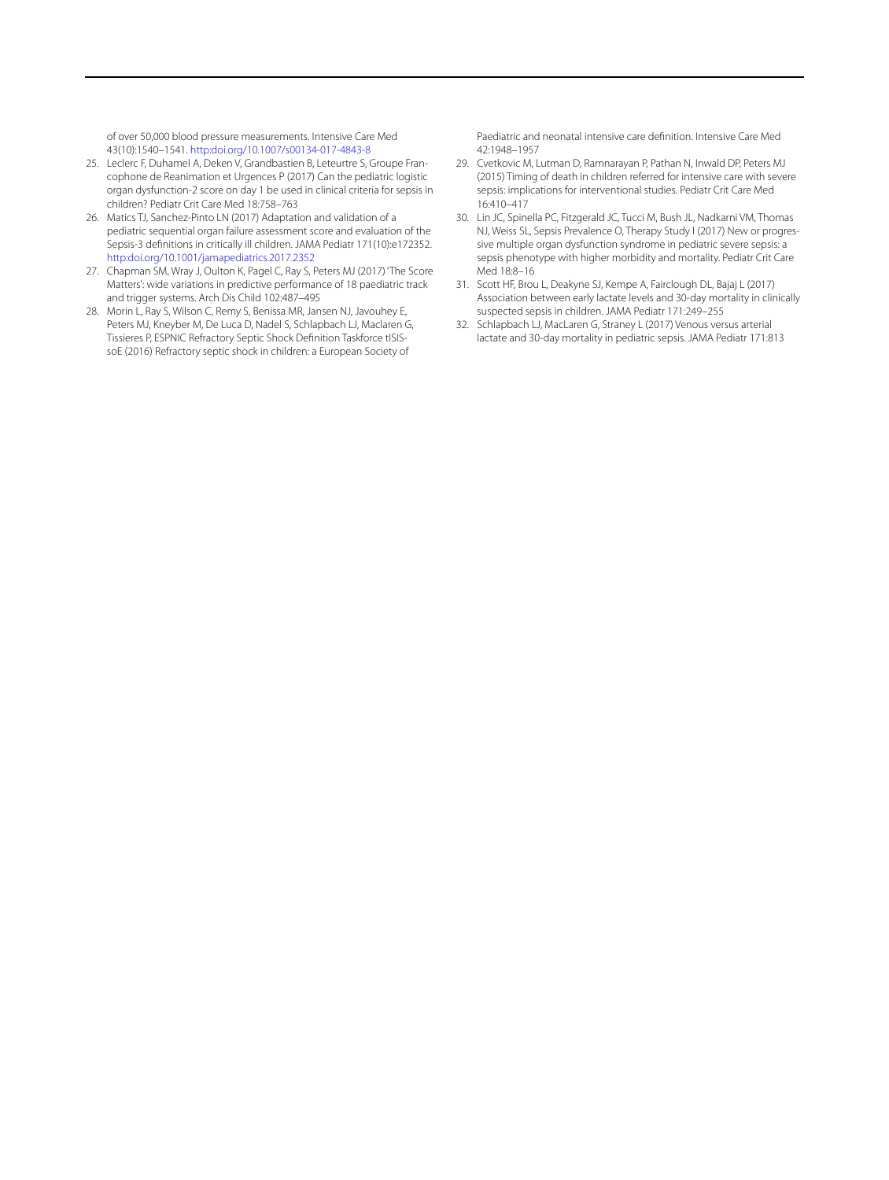of over 50,000 blood pressure measurements. Intensive Care Med 43(10):1540–1541. http:doi.org/10.1007/s00134-017-4843-8

25. Leclerc F, Duhamel A, Deken V, Grandbastien B, Leteurtre S, Groupe Francophone de Reanimation et Urgences P (2017) Can the pediatric logistic organ dysfunction-2 score on day 1 be used in clinical criteria for sepsis in children? Pediatr Crit Care Med 18:758–763
26. Matics TJ, Sanchez-Pinto LN (2017) Adaptation and validation of a pediatric sequential organ failure assessment score and evaluation of the Sepsis-3 definitions in critically ill children. JAMA Pediatr 171(10):e172352. http:doi.org/10.1001/jamapediatrics.2017.2352
27. Chapman SM, Wray J, Oulton K, Pagel C, Ray S, Peters MJ (2017) 'The Score Matters': wide variations in predictive performance of 18 paediatric track and trigger systems. Arch Dis Child 102:487–495
28. Morin L, Ray S, Wilson C, Remy S, Benissa MR, Jansen NJ, Javouhey E, Peters MJ, Kneyber M, De Luca D, Nadel S, Schlapbach LJ, Maclaren G, Tissieres P, ESPNIC Refractory Septic Shock Definition Taskforce tISIS-soE (2016) Refractory septic shock in children: a European Society of Paediatric and neonatal intensive care definition. Intensive Care Med 42:1948–1957
29. Cvetkovic M, Lutman D, Ramnarayan P, Pathan N, Inwald DP, Peters MJ (2015) Timing of death in children referred for intensive care with severe sepsis: implications for interventional studies. Pediatr Crit Care Med 16:410–417
30. Lin JC, Spinella PC, Fitzgerald JC, Tucci M, Bush JL, Nadkarni VM, Thomas NJ, Weiss SL, Sepsis Prevalence O, Therapy Study I (2017) New or progressive multiple organ dysfunction syndrome in pediatric severe sepsis: a sepsis phenotype with higher morbidity and mortality. Pediatr Crit Care Med 18:8–16
31. Scott HF, Brou L, Deakyne SJ, Kempe A, Fairclough DL, Bajaj L (2017) Association between early lactate levels and 30-day mortality in clinically suspected sepsis in children. JAMA Pediatr 171:249–255
32. Schlapbach LJ, MacLaren G, Straney L (2017) Venous versus arterial lactate and 30-day mortality in pediatric sepsis. JAMA Pediatr 171:813